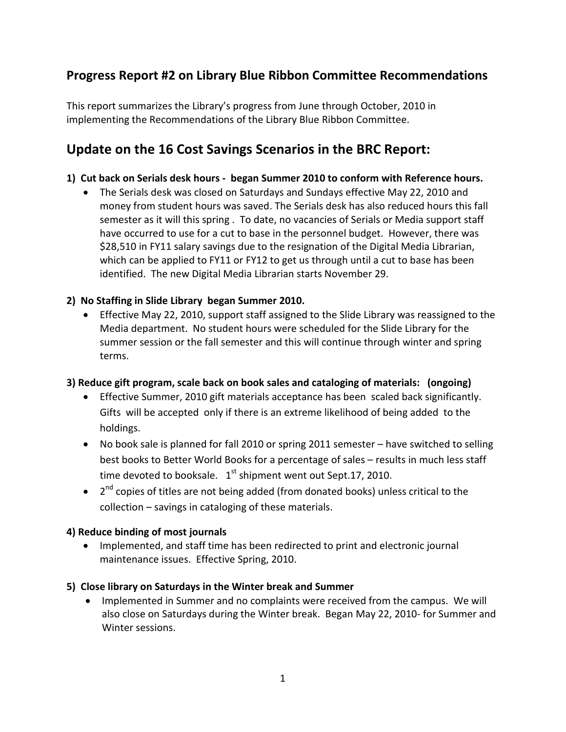## Progress Report #2 on Library Blue Ribbon Committee Recommendations

This report summarizes the Library's progress from June through October, 2010 in implementing the Recommendations of the Library Blue Ribbon Committee.

# Update on the 16 Cost Savings Scenarios in the BRC Report:

**1) Cut back on Serials desk hours - began Summer 2010 to conform with Reference hours.**

- The Serials desk was closed on Saturdays and Sundays effective May 22, 2010 and money from student hours was saved. The Serials desk has also reduced hours this fall semester as it will this spring . To date, no vacancies of Serials or Media support staff have occurred to use for a cut to base in the personnel budget. However, there was $28,510 in FY11 salary savings due to the resignation of the Digital Media Librarian, which can be applied to FY11 or FY12 to get us through until a cut to base has been identified. The new Digital Media Librarian starts November 29.

**2) No Staffing in Slide Library began Summer 2010.**

- Effective May 22, 2010, support staff assigned to the Slide Library was reassigned to the Media department. No student hours were scheduled for the Slide Library for the summer session or the fall semester and this will continue through winter and spring terms.

**3) Reduce gift program, scale back on book sales and cataloging of materials: (ongoing)**

- Effective Summer, 2010 gift materials acceptance has been scaled back significantly. Gifts will be accepted only if there is an extreme likelihood of being added to the holdings.
- No book sale is planned for fall 2010 or spring 2011 semester – have switched to selling best books to Better World Books for a percentage of sales – results in much less staff time devoted to booksale. 1st shipment went out Sept.17, 2010.
- 2nd copies of titles are not being added (from donated books) unless critical to the collection – savings in cataloging of these materials.

**4) Reduce binding of most journals**

- Implemented, and staff time has been redirected to print and electronic journal maintenance issues. Effective Spring, 2010.

**5) Close library on Saturdays in the Winter break and Summer**

- Implemented in Summer and no complaints were received from the campus. We will also close on Saturdays during the Winter break. Began May 22, 2010- for Summer and Winter sessions.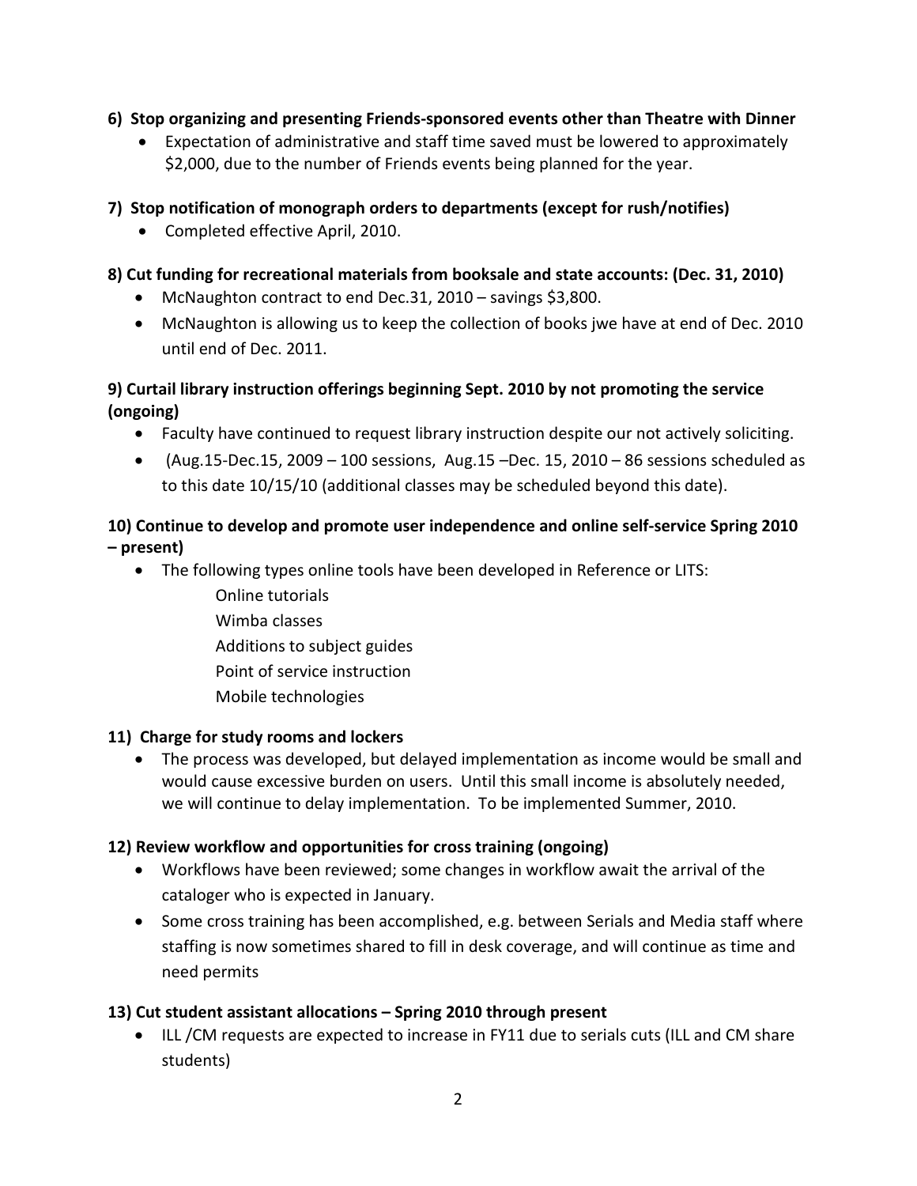**6) Stop organizing and presenting Friends-sponsored events other than Theatre with Dinner**

- Expectation of administrative and staff time saved must be lowered to approximately $2,000, due to the number of Friends events being planned for the year.

**7) Stop notification of monograph orders to departments (except for rush/notifies)**

- Completed effective April, 2010.

**8) Cut funding for recreational materials from booksale and state accounts: (Dec. 31, 2010)**

- McNaughton contract to end Dec.31, 2010 – savings $3,800.
- McNaughton is allowing us to keep the collection of books jwe have at end of Dec. 2010 until end of Dec. 2011.

**9) Curtail library instruction offerings beginning Sept. 2010 by not promoting the service (ongoing)**

- Faculty have continued to request library instruction despite our not actively soliciting.
- (Aug.15-Dec.15, 2009 – 100 sessions, Aug.15 –Dec. 15, 2010 – 86 sessions scheduled as to this date 10/15/10 (additional classes may be scheduled beyond this date).

**10) Continue to develop and promote user independence and online self-service Spring 2010 – present)**

- The following types online tools have been developed in Reference or LITS:

  Online tutorials

  Wimba classes

  Additions to subject guides

  Point of service instruction

  Mobile technologies

**11) Charge for study rooms and lockers**

- The process was developed, but delayed implementation as income would be small and would cause excessive burden on users. Until this small income is absolutely needed, we will continue to delay implementation. To be implemented Summer, 2010.

**12) Review workflow and opportunities for cross training (ongoing)**

- Workflows have been reviewed; some changes in workflow await the arrival of the cataloger who is expected in January.
- Some cross training has been accomplished, e.g. between Serials and Media staff where staffing is now sometimes shared to fill in desk coverage, and will continue as time and need permits

**13) Cut student assistant allocations – Spring 2010 through present**

- ILL /CM requests are expected to increase in FY11 due to serials cuts (ILL and CM share students)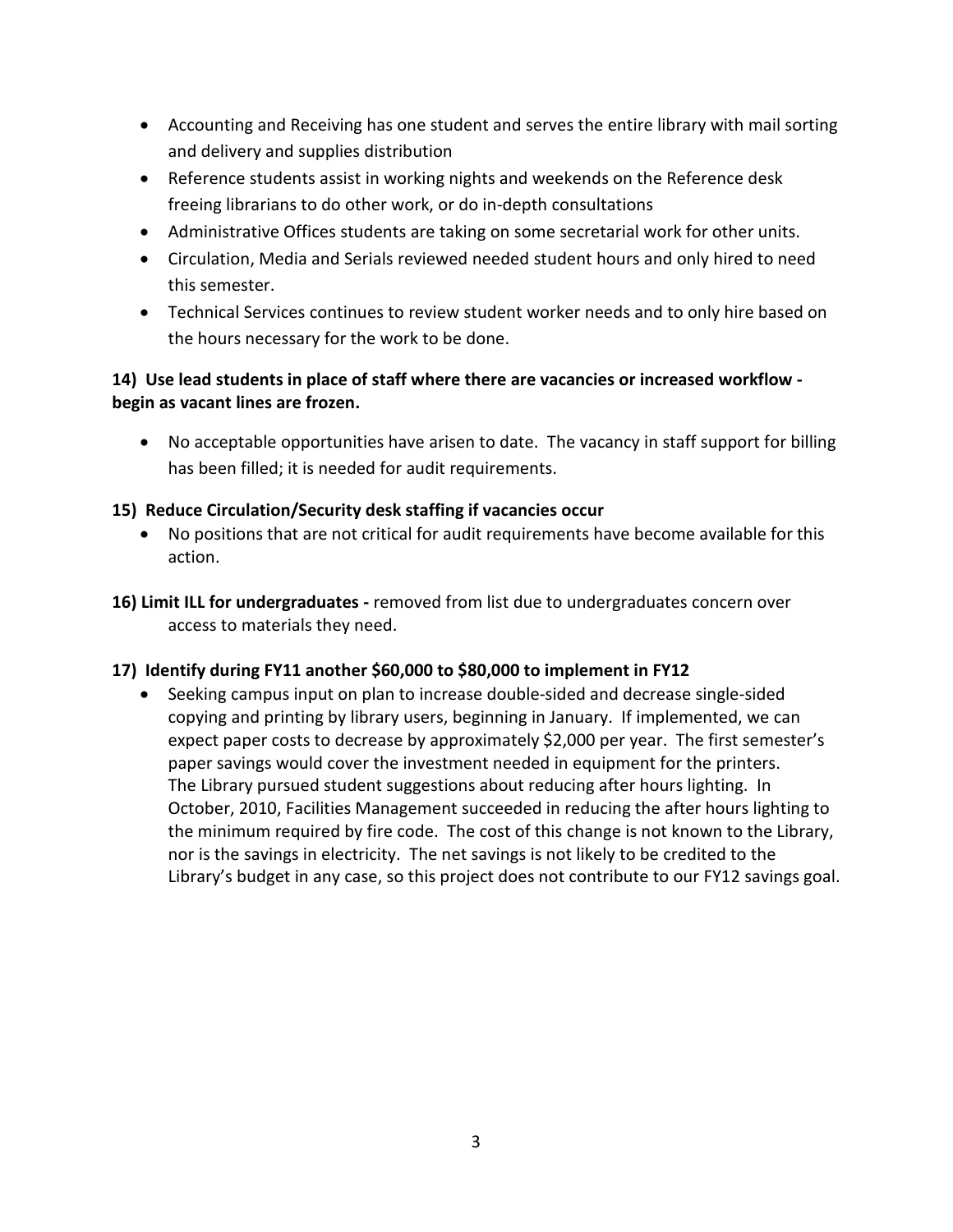- Accounting and Receiving has one student and serves the entire library with mail sorting and delivery and supplies distribution
- Reference students assist in working nights and weekends on the Reference desk freeing librarians to do other work, or do in-depth consultations
- Administrative Offices students are taking on some secretarial work for other units.
- Circulation, Media and Serials reviewed needed student hours and only hired to need this semester.
- Technical Services continues to review student worker needs and to only hire based on the hours necessary for the work to be done.

**14) Use lead students in place of staff where there are vacancies or increased workflow - begin as vacant lines are frozen.**

- No acceptable opportunities have arisen to date. The vacancy in staff support for billing has been filled; it is needed for audit requirements.

**15) Reduce Circulation/Security desk staffing if vacancies occur**

- No positions that are not critical for audit requirements have become available for this action.

**16) Limit ILL for undergraduates -** removed from list due to undergraduates concern over access to materials they need.

**17) Identify during FY11 another $60,000 to $80,000 to implement in FY12**

- Seeking campus input on plan to increase double-sided and decrease single-sided copying and printing by library users, beginning in January. If implemented, we can expect paper costs to decrease by approximately $2,000 per year. The first semester's paper savings would cover the investment needed in equipment for the printers. The Library pursued student suggestions about reducing after hours lighting. In October, 2010, Facilities Management succeeded in reducing the after hours lighting to the minimum required by fire code. The cost of this change is not known to the Library, nor is the savings in electricity. The net savings is not likely to be credited to the Library's budget in any case, so this project does not contribute to our FY12 savings goal.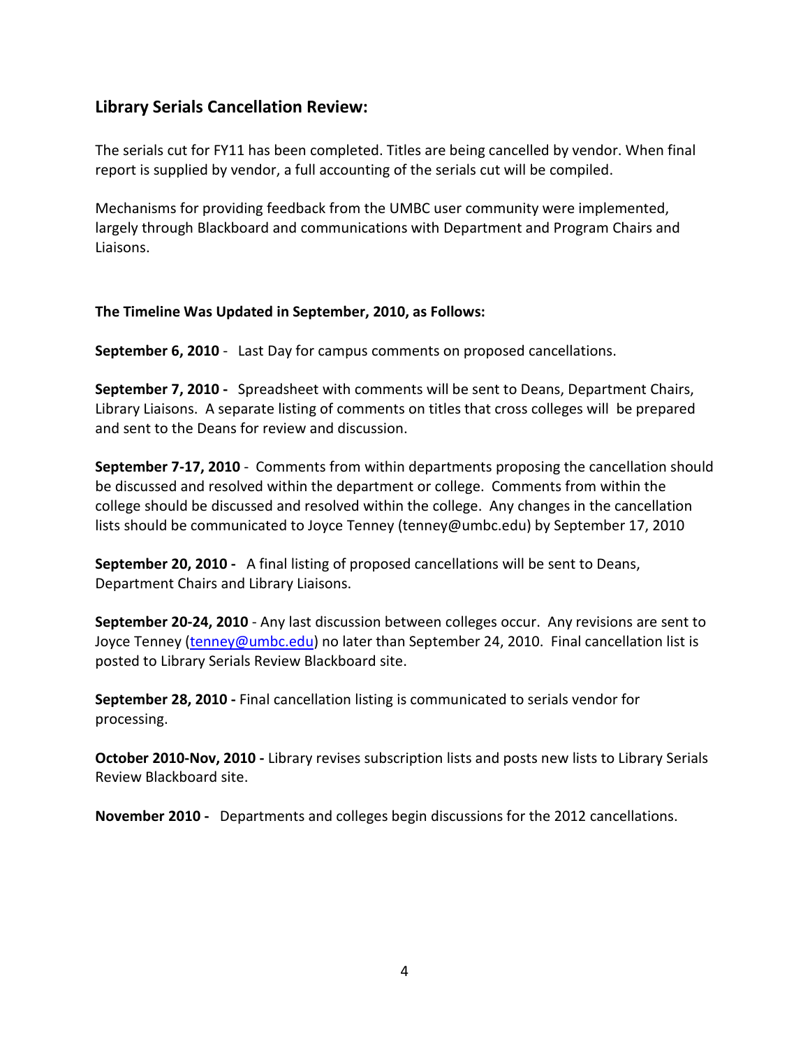## Library Serials Cancellation Review:

The serials cut for FY11 has been completed. Titles are being cancelled by vendor. When final report is supplied by vendor, a full accounting of the serials cut will be compiled.

Mechanisms for providing feedback from the UMBC user community were implemented, largely through Blackboard and communications with Department and Program Chairs and Liaisons.

**The Timeline Was Updated in September, 2010, as Follows:**

**September 6, 2010** - Last Day for campus comments on proposed cancellations.

**September 7, 2010 -** Spreadsheet with comments will be sent to Deans, Department Chairs, Library Liaisons. A separate listing of comments on titles that cross colleges will be prepared and sent to the Deans for review and discussion.

**September 7-17, 2010** - Comments from within departments proposing the cancellation should be discussed and resolved within the department or college. Comments from within the college should be discussed and resolved within the college. Any changes in the cancellation lists should be communicated to Joyce Tenney (tenney@umbc.edu) by September 17, 2010

**September 20, 2010 -** A final listing of proposed cancellations will be sent to Deans, Department Chairs and Library Liaisons.

**September 20-24, 2010** - Any last discussion between colleges occur. Any revisions are sent to Joyce Tenney (tenney@umbc.edu) no later than September 24, 2010. Final cancellation list is posted to Library Serials Review Blackboard site.

**September 28, 2010 -** Final cancellation listing is communicated to serials vendor for processing.

**October 2010-Nov, 2010 -** Library revises subscription lists and posts new lists to Library Serials Review Blackboard site.

**November 2010 -** Departments and colleges begin discussions for the 2012 cancellations.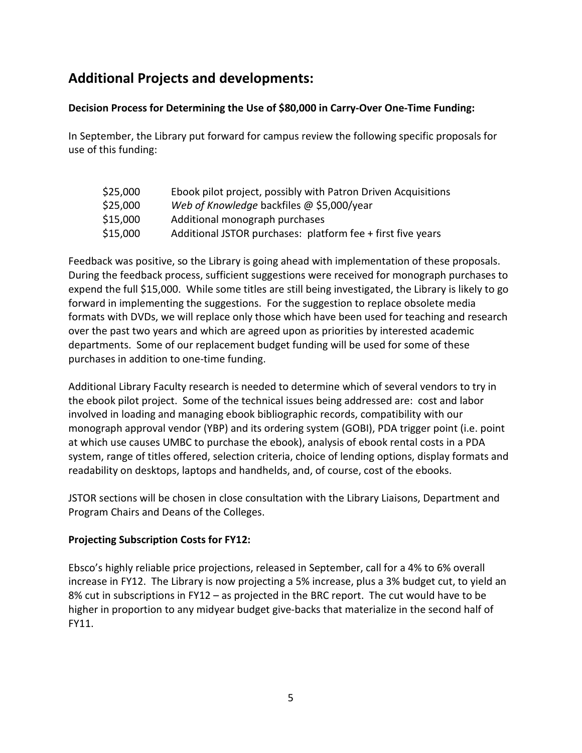## Additional Projects and developments:

**Decision Process for Determining the Use of $80,000 in Carry-Over One-Time Funding:**

In September, the Library put forward for campus review the following specific proposals for use of this funding:

| | |
|---|---|
| $25,000 | Ebook pilot project, possibly with Patron Driven Acquisitions |
| $25,000 | *Web of Knowledge* backfiles @ $5,000/year |
| $15,000 | Additional monograph purchases |
| $15,000 | Additional JSTOR purchases: platform fee + first five years |

Feedback was positive, so the Library is going ahead with implementation of these proposals. During the feedback process, sufficient suggestions were received for monograph purchases to expend the full $15,000. While some titles are still being investigated, the Library is likely to go forward in implementing the suggestions. For the suggestion to replace obsolete media formats with DVDs, we will replace only those which have been used for teaching and research over the past two years and which are agreed upon as priorities by interested academic departments. Some of our replacement budget funding will be used for some of these purchases in addition to one-time funding.

Additional Library Faculty research is needed to determine which of several vendors to try in the ebook pilot project. Some of the technical issues being addressed are: cost and labor involved in loading and managing ebook bibliographic records, compatibility with our monograph approval vendor (YBP) and its ordering system (GOBI), PDA trigger point (i.e. point at which use causes UMBC to purchase the ebook), analysis of ebook rental costs in a PDA system, range of titles offered, selection criteria, choice of lending options, display formats and readability on desktops, laptops and handhelds, and, of course, cost of the ebooks.

JSTOR sections will be chosen in close consultation with the Library Liaisons, Department and Program Chairs and Deans of the Colleges.

**Projecting Subscription Costs for FY12:**

Ebsco's highly reliable price projections, released in September, call for a 4% to 6% overall increase in FY12. The Library is now projecting a 5% increase, plus a 3% budget cut, to yield an 8% cut in subscriptions in FY12 – as projected in the BRC report. The cut would have to be higher in proportion to any midyear budget give-backs that materialize in the second half of FY11.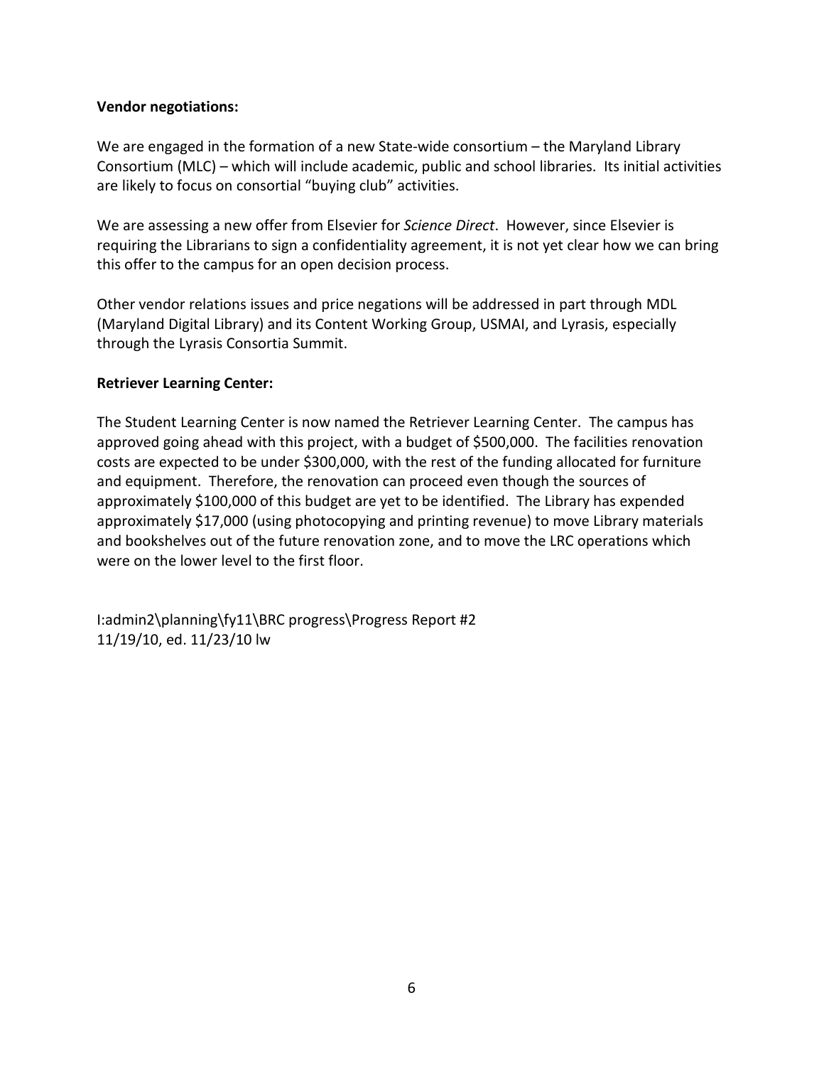**Vendor negotiations:**

We are engaged in the formation of a new State-wide consortium – the Maryland Library Consortium (MLC) – which will include academic, public and school libraries. Its initial activities are likely to focus on consortial "buying club" activities.

We are assessing a new offer from Elsevier for *Science Direct*. However, since Elsevier is requiring the Librarians to sign a confidentiality agreement, it is not yet clear how we can bring this offer to the campus for an open decision process.

Other vendor relations issues and price negations will be addressed in part through MDL (Maryland Digital Library) and its Content Working Group, USMAI, and Lyrasis, especially through the Lyrasis Consortia Summit.

**Retriever Learning Center:**

The Student Learning Center is now named the Retriever Learning Center. The campus has approved going ahead with this project, with a budget of $500,000. The facilities renovation costs are expected to be under $300,000, with the rest of the funding allocated for furniture and equipment. Therefore, the renovation can proceed even though the sources of approximately $100,000 of this budget are yet to be identified. The Library has expended approximately $17,000 (using photocopying and printing revenue) to move Library materials and bookshelves out of the future renovation zone, and to move the LRC operations which were on the lower level to the first floor.

I:admin2\planning\fy11\BRC progress\Progress Report #2
11/19/10, ed. 11/23/10 lw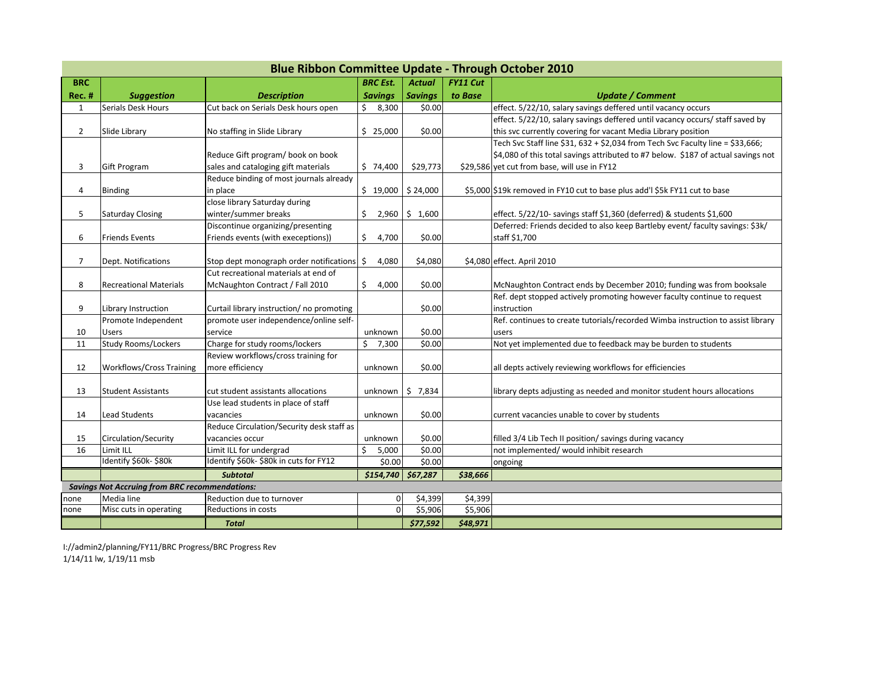| BRC Rec. # | Suggestion | Description | BRC Est. Savings | Actual Savings | FY11 Cut to Base | Update / Comment |
|---|---|---|---|---|---|---|
| **Blue Ribbon Committee Update - Through October 2010** | | | | | | |
| 1 | Serials Desk Hours | Cut back on Serials Desk hours open | $ 8,300 | $0.00 | | effect. 5/22/10, salary savings deffered until vacancy occurs |
| 2 | Slide Library | No staffing in Slide Library | $ 25,000 | $0.00 | | effect. 5/22/10, salary savings deffered until vacancy occurs/ staff saved by this svc currently covering for vacant Media Library position |
| 3 | Gift Program | Reduce Gift program/ book on book sales and cataloging gift materials | $ 74,400 | $29,773 | $29,586 | Tech Svc Staff line $31, 632 + $2,034 from Tech Svc Faculty line = $33,666; $4,080 of this total savings attributed to #7 below. $187 of actual savings not yet cut from base, will use in FY12 |
| 4 | Binding | Reduce binding of most journals already in place | $ 19,000 | $ 24,000 | $5,000 | $19k removed in FY10 cut to base plus add'l $5k FY11 cut to base |
| 5 | Saturday Closing | close library Saturday during winter/summer breaks | $ 2,960 | $ 1,600 | | effect. 5/22/10- savings staff $1,360 (deferred) & students $1,600 |
| 6 | Friends Events | Discontinue organizing/presenting Friends events (with execeptions)) | $ 4,700 | $0.00 | | Deferred: Friends decided to also keep Bartleby event/ faculty savings: $3k/ staff $1,700 |
| 7 | Dept. Notifications | Stop dept monograph order notifications | $ 4,080 | $4,080 | $4,080 | effect. April 2010 |
| 8 | Recreational Materials | Cut recreational materials at end of McNaughton Contract / Fall 2010 | $ 4,000 | $0.00 | | McNaughton Contract ends by December 2010; funding was from booksale |
| 9 | Library Instruction | Curtail library instruction/ no promoting | | $0.00 | | Ref. dept stopped actively promoting however faculty continue to request instruction |
| 10 | Promote Independent Users | promote user independence/online self-service | unknown | $0.00 | | Ref. continues to create tutorials/recorded Wimba instruction to assist library users |
| 11 | Study Rooms/Lockers | Charge for study rooms/lockers | $ 7,300 | $0.00 | | Not yet implemented due to feedback may be burden to students |
| 12 | Workflows/Cross Training | Review workflows/cross training for more efficiency | unknown | $0.00 | | all depts actively reviewing workflows for efficiencies |
| 13 | Student Assistants | cut student assistants allocations | unknown | $ 7,834 | | library depts adjusting as needed and monitor student hours allocations |
| 14 | Lead Students | Use lead students in place of staff vacancies | unknown | $0.00 | | current vacancies unable to cover by students |
| 15 | Circulation/Security | Reduce Circulation/Security desk staff as vacancies occur | unknown | $0.00 | | filled 3/4 Lib Tech II position/ savings during vacancy |
| 16 | Limit ILL | Limit ILL for undergrad | $ 5,000 | $0.00 | | not implemented/ would inhibit research |
| | Identify $60k- $80k | Identify $60k- $80k in cuts for FY12 | $0.00 | $0.00 | | ongoing |
| | | ***Subtotal*** | ***$154,740*** | ***$67,287*** | ***$38,666*** | |
| ***Savings Not Accruing from BRC recommendations:*** | | | | | | |
| none | Media line | Reduction due to turnover | 0 | $4,399 | $4,399 | |
| none | Misc cuts in operating | Reductions in costs | 0 | $5,906 | $5,906 | |
| | | ***Total*** | | ***$77,592*** | ***$48,971*** | |

I://admin2/planning/FY11/BRC Progress/BRC Progress Rev
1/14/11 lw, 1/19/11 msb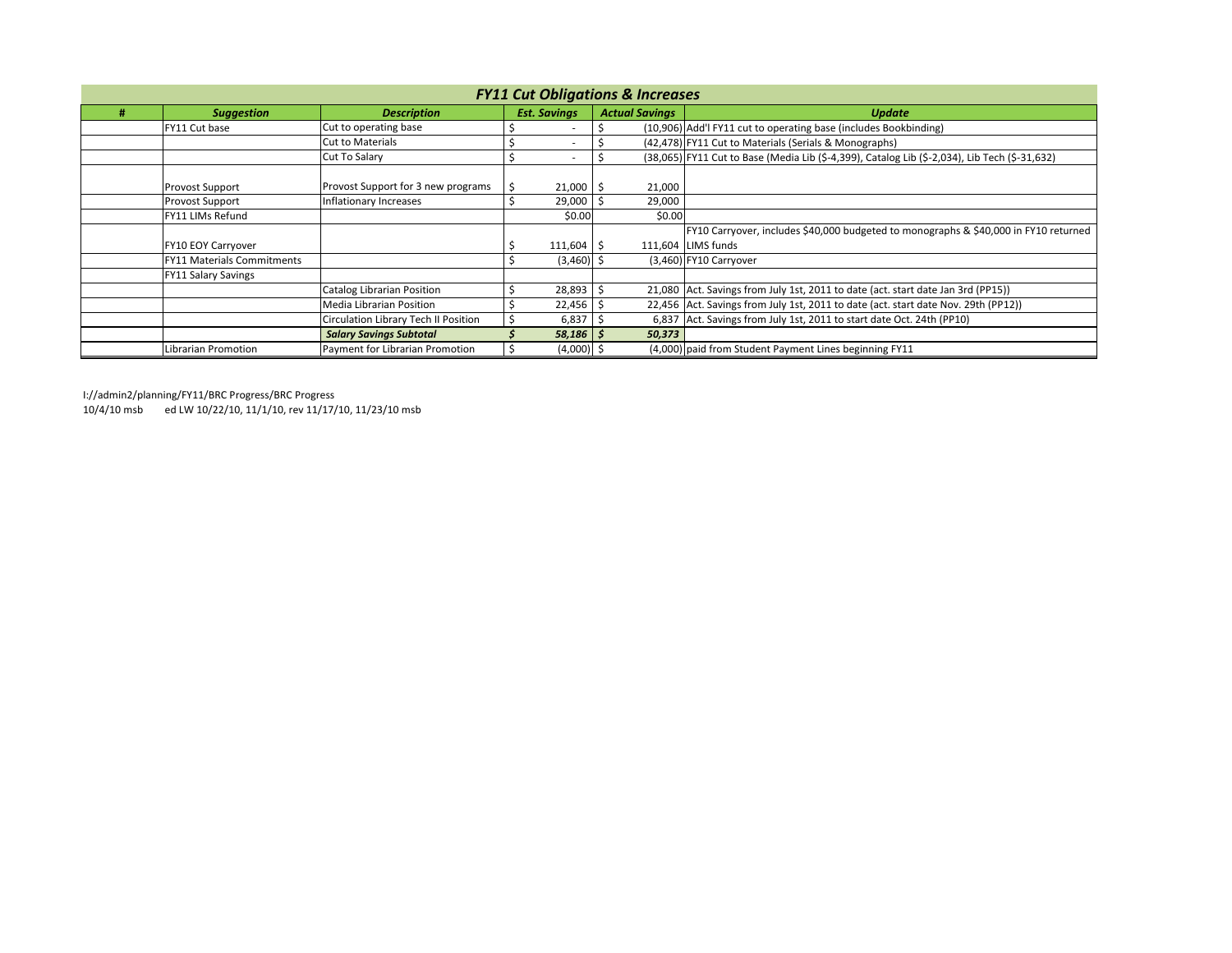| FY11 Cut Obligations & Increases | | | | | |
|---|---|---|---|---|---|
| **#** | ***Suggestion*** | ***Description*** | ***Est. Savings*** | ***Actual Savings*** | ***Update*** |
| | FY11 Cut base | Cut to operating base | $ - | $ (10,906) | Add'l FY11 cut to operating base (includes Bookbinding) |
| | | Cut to Materials | $ - | $ (42,478) | FY11 Cut to Materials (Serials & Monographs) |
| | | Cut To Salary | $ - | $ (38,065) | FY11 Cut to Base (Media Lib ($-4,399), Catalog Lib ($-2,034), Lib Tech ($-31,632) |
| | Provost Support | Provost Support for 3 new programs | $ 21,000 | $ 21,000 | |
| | Provost Support | Inflationary Increases | $ 29,000 | $ 29,000 | |
| | FY11 LIMs Refund | | $0.00 | $0.00 | |
| | FY10 EOY Carryover | | $ 111,604 | $ 111,604 | FY10 Carryover, includes $40,000 budgeted to monographs & $40,000 in FY10 returned LIMS funds |
| | FY11 Materials Commitments | | $ (3,460) | $ (3,460) | FY10 Carryover |
| | FY11 Salary Savings | | | | |
| | | Catalog Librarian Position | $ 28,893 | $ 21,080 | Act. Savings from July 1st, 2011 to date (act. start date Jan 3rd (PP15)) |
| | | Media Librarian Position | $ 22,456 | $ 22,456 | Act. Savings from July 1st, 2011 to date (act. start date Nov. 29th (PP12)) |
| | | Circulation Library Tech II Position | $ 6,837 | $ 6,837 | Act. Savings from July 1st, 2011 to start date Oct. 24th (PP10) |
| | | ***Salary Savings Subtotal*** | ***$ 58,186*** | ***$ 50,373*** | |
| | Librarian Promotion | Payment for Librarian Promotion | $ (4,000) | $ (4,000) | paid from Student Payment Lines beginning FY11 |

I://admin2/planning/FY11/BRC Progress/BRC Progress
10/4/10 msb ed LW 10/22/10, 11/1/10, rev 11/17/10, 11/23/10 msb